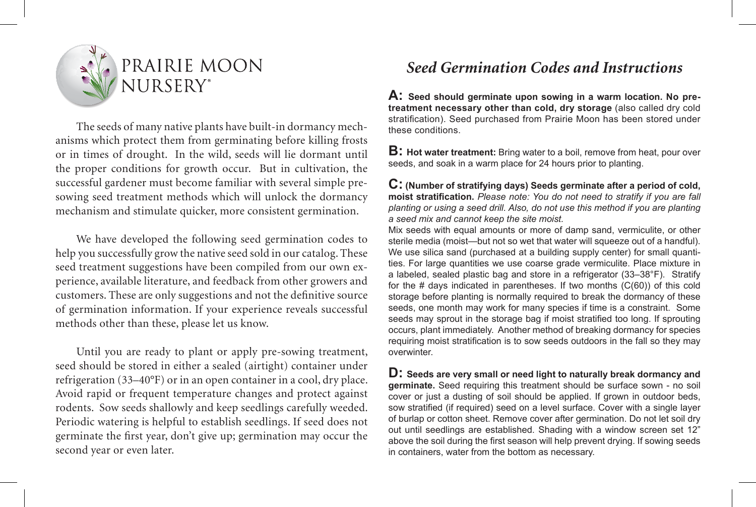# PRAIRIE MOON NURSERY®

The seeds of many native plants have built-in dormancy mechanisms which protect them from germinating before killing frosts or in times of drought. In the wild, seeds will lie dormant until the proper conditions for growth occur. But in cultivation, the successful gardener must become familiar with several simple pre-sowing seed treatment methods which will unlock the dormancy mechanism and stimulate quicker, more consistent germination.

We have developed the following seed germination codes to help you successfully grow the native seed sold in our catalog. These seed treatment suggestions have been compiled from our own experience, available literature, and feedback from other growers and customers. These are only suggestions and not the definitive source of germination information. If your experience reveals successful methods other than these, please let us know.

Until you are ready to plant or apply pre-sowing treatment, seed should be stored in either a sealed (airtight) container under refrigeration (33–40°F) or in an open container in a cool, dry place. Avoid rapid or frequent temperature changes and protect against rodents. Sow seeds shallowly and keep seedlings carefully weeded. Periodic watering is helpful to establish seedlings. If seed does not germinate the first year, don't give up; germination may occur the second year or even later.

## *Seed Germination Codes and Instructions*

**A: Seed should germinate upon sowing in a warm location. No pre-treatment necessary other than cold, dry storage** (also called dry cold stratification). Seed purchased from Prairie Moon has been stored under these conditions.

**B: Hot water treatment:** Bring water to a boil, remove from heat, pour over seeds, and soak in a warm place for 24 hours prior to planting.

**C: (Number of stratifying days) Seeds germinate after a period of cold, moist stratification.** *Please note: You do not need to stratify if you are fall planting or using a seed drill. Also, do not use this method if you are planting a seed mix and cannot keep the site moist.*
Mix seeds with equal amounts or more of damp sand, vermiculite, or other sterile media (moist—but not so wet that water will squeeze out of a handful). We use silica sand (purchased at a building supply center) for small quantities. For large quantities we use coarse grade vermiculite. Place mixture in a labeled, sealed plastic bag and store in a refrigerator (33–38°F). Stratify for the # days indicated in parentheses. If two months (C(60)) of this cold storage before planting is normally required to break the dormancy of these seeds, one month may work for many species if time is a constraint. Some seeds may sprout in the storage bag if moist stratified too long. If sprouting occurs, plant immediately. Another method of breaking dormancy for species requiring moist stratification is to sow seeds outdoors in the fall so they may overwinter.

**D: Seeds are very small or need light to naturally break dormancy and germinate.** Seed requiring this treatment should be surface sown - no soil cover or just a dusting of soil should be applied. If grown in outdoor beds, sow stratified (if required) seed on a level surface. Cover with a single layer of burlap or cotton sheet. Remove cover after germination. Do not let soil dry out until seedlings are established. Shading with a window screen set 12" above the soil during the first season will help prevent drying. If sowing seeds in containers, water from the bottom as necessary.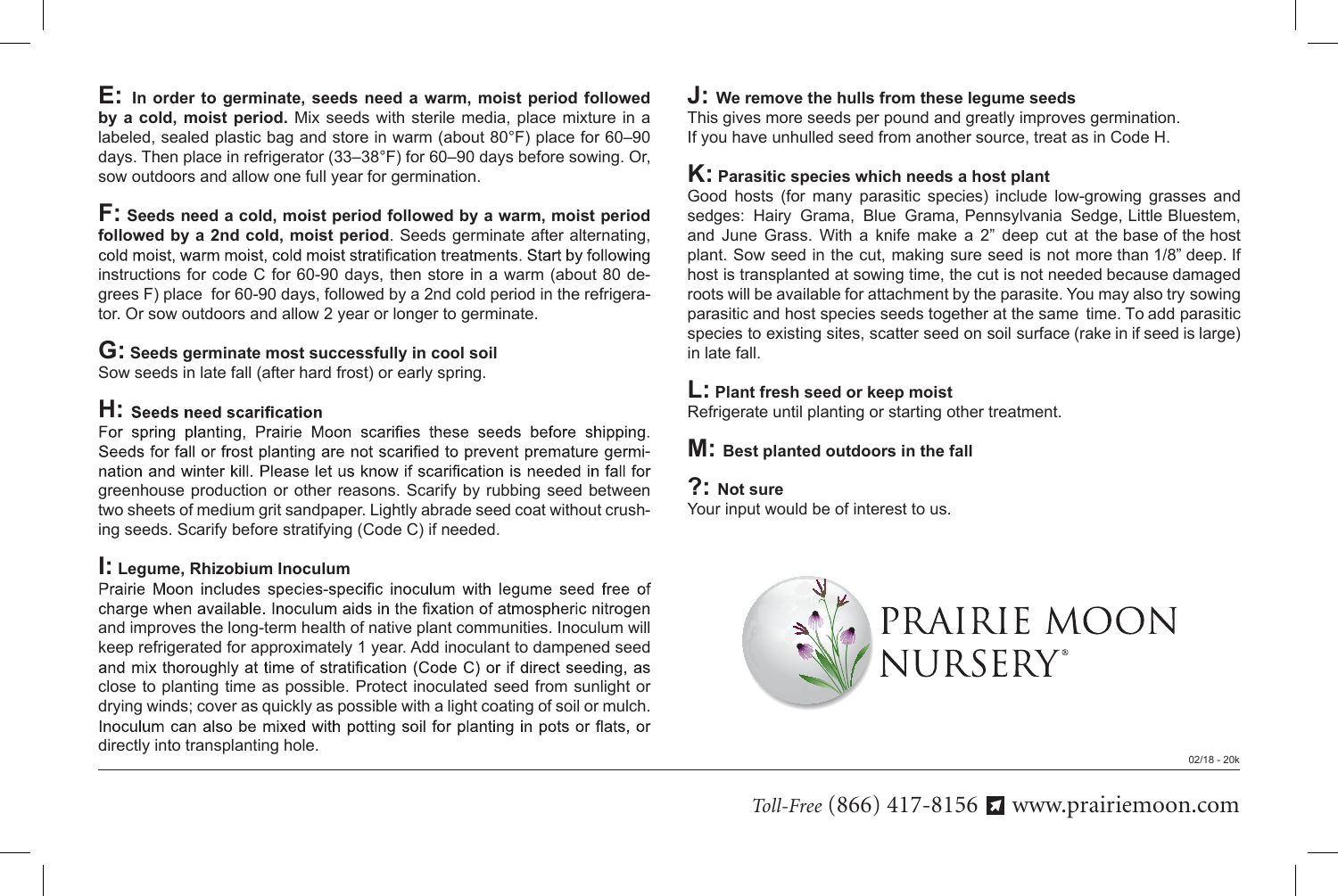**E: In order to germinate, seeds need a warm, moist period followed by a cold, moist period.** Mix seeds with sterile media, place mixture in a labeled, sealed plastic bag and store in warm (about 80°F) place for 60–90 days. Then place in refrigerator (33–38°F) for 60–90 days before sowing. Or, sow outdoors and allow one full year for germination.

**F: Seeds need a cold, moist period followed by a warm, moist period followed by a 2nd cold, moist period**. Seeds germinate after alternating, cold moist, warm moist, cold moist stratification treatments. Start by following instructions for code C for 60-90 days, then store in a warm (about 80 degrees F) place for 60-90 days, followed by a 2nd cold period in the refrigerator. Or sow outdoors and allow 2 year or longer to germinate.

**G: Seeds germinate most successfully in cool soil**
Sow seeds in late fall (after hard frost) or early spring.

**H: Seeds need scarification**
For spring planting, Prairie Moon scarifies these seeds before shipping. Seeds for fall or frost planting are not scarified to prevent premature germination and winter kill. Please let us know if scarification is needed in fall for greenhouse production or other reasons. Scarify by rubbing seed between two sheets of medium grit sandpaper. Lightly abrade seed coat without crushing seeds. Scarify before stratifying (Code C) if needed.

**I: Legume, Rhizobium Inoculum**
Prairie Moon includes species-specific inoculum with legume seed free of charge when available. Inoculum aids in the fixation of atmospheric nitrogen and improves the long-term health of native plant communities. Inoculum will keep refrigerated for approximately 1 year. Add inoculant to dampened seed and mix thoroughly at time of stratification (Code C) or if direct seeding, as close to planting time as possible. Protect inoculated seed from sunlight or drying winds; cover as quickly as possible with a light coating of soil or mulch. Inoculum can also be mixed with potting soil for planting in pots or flats, or directly into transplanting hole.

**J: We remove the hulls from these legume seeds**
This gives more seeds per pound and greatly improves germination.
If you have unhulled seed from another source, treat as in Code H.

**K: Parasitic species which needs a host plant**
Good hosts (for many parasitic species) include low-growing grasses and sedges: Hairy Grama, Blue Grama, Pennsylvania Sedge, Little Bluestem, and June Grass. With a knife make a 2" deep cut at the base of the host plant. Sow seed in the cut, making sure seed is not more than 1/8" deep. If host is transplanted at sowing time, the cut is not needed because damaged roots will be available for attachment by the parasite. You may also try sowing parasitic and host species seeds together at the same time. To add parasitic species to existing sites, scatter seed on soil surface (rake in if seed is large) in late fall.

**L: Plant fresh seed or keep moist**
Refrigerate until planting or starting other treatment.

**M: Best planted outdoors in the fall**

**?: Not sure**
Your input would be of interest to us.

PRAIRIE MOON NURSERY®

02/18 - 20k

*Toll-Free* (866) 417-8156 www.prairiemoon.com